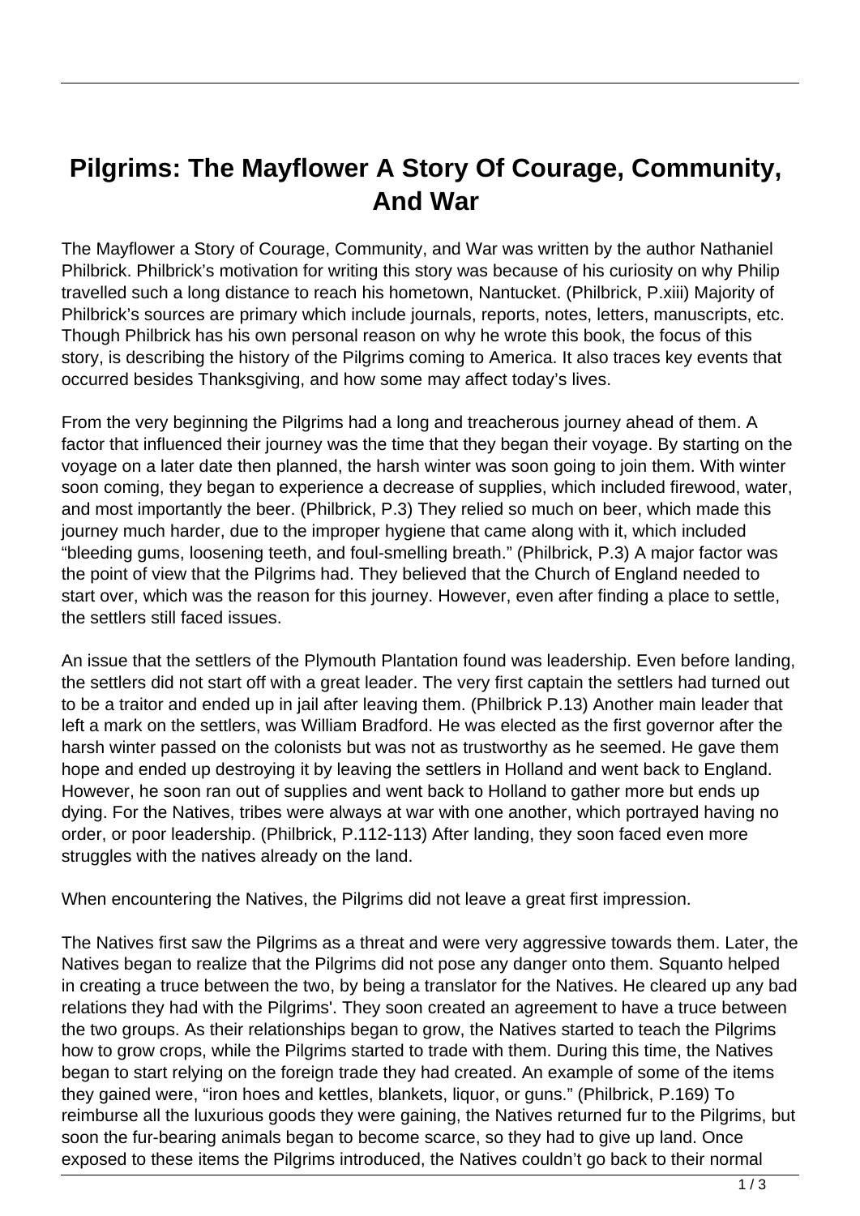# Pilgrims: The Mayflower A Story Of Courage, Community, And War

The Mayflower a Story of Courage, Community, and War was written by the author Nathaniel Philbrick. Philbrick's motivation for writing this story was because of his curiosity on why Philip travelled such a long distance to reach his hometown, Nantucket. (Philbrick, P.xiii) Majority of Philbrick's sources are primary which include journals, reports, notes, letters, manuscripts, etc. Though Philbrick has his own personal reason on why he wrote this book, the focus of this story, is describing the history of the Pilgrims coming to America. It also traces key events that occurred besides Thanksgiving, and how some may affect today's lives.

From the very beginning the Pilgrims had a long and treacherous journey ahead of them. A factor that influenced their journey was the time that they began their voyage. By starting on the voyage on a later date then planned, the harsh winter was soon going to join them. With winter soon coming, they began to experience a decrease of supplies, which included firewood, water, and most importantly the beer. (Philbrick, P.3) They relied so much on beer, which made this journey much harder, due to the improper hygiene that came along with it, which included "bleeding gums, loosening teeth, and foul-smelling breath." (Philbrick, P.3) A major factor was the point of view that the Pilgrims had. They believed that the Church of England needed to start over, which was the reason for this journey. However, even after finding a place to settle, the settlers still faced issues.

An issue that the settlers of the Plymouth Plantation found was leadership. Even before landing, the settlers did not start off with a great leader. The very first captain the settlers had turned out to be a traitor and ended up in jail after leaving them. (Philbrick P.13) Another main leader that left a mark on the settlers, was William Bradford. He was elected as the first governor after the harsh winter passed on the colonists but was not as trustworthy as he seemed. He gave them hope and ended up destroying it by leaving the settlers in Holland and went back to England. However, he soon ran out of supplies and went back to Holland to gather more but ends up dying. For the Natives, tribes were always at war with one another, which portrayed having no order, or poor leadership. (Philbrick, P.112-113) After landing, they soon faced even more struggles with the natives already on the land.

When encountering the Natives, the Pilgrims did not leave a great first impression.

The Natives first saw the Pilgrims as a threat and were very aggressive towards them. Later, the Natives began to realize that the Pilgrims did not pose any danger onto them. Squanto helped in creating a truce between the two, by being a translator for the Natives. He cleared up any bad relations they had with the Pilgrims'. They soon created an agreement to have a truce between the two groups. As their relationships began to grow, the Natives started to teach the Pilgrims how to grow crops, while the Pilgrims started to trade with them. During this time, the Natives began to start relying on the foreign trade they had created. An example of some of the items they gained were, "iron hoes and kettles, blankets, liquor, or guns." (Philbrick, P.169) To reimburse all the luxurious goods they were gaining, the Natives returned fur to the Pilgrims, but soon the fur-bearing animals began to become scarce, so they had to give up land. Once exposed to these items the Pilgrims introduced, the Natives couldn't go back to their normal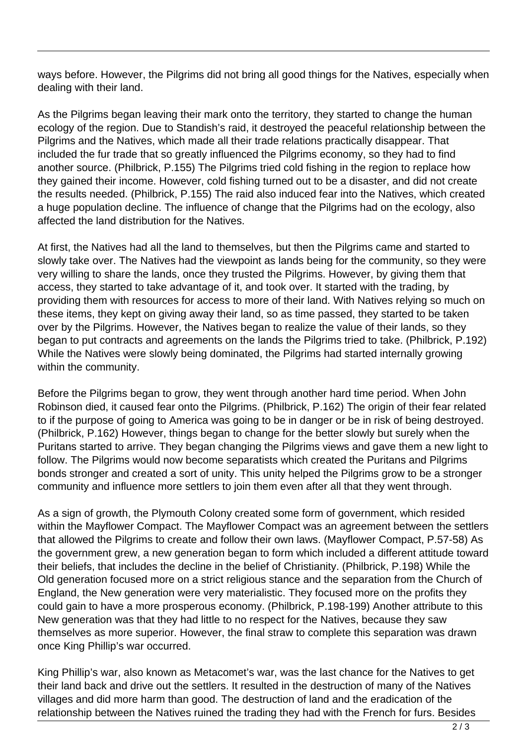ways before. However, the Pilgrims did not bring all good things for the Natives, especially when dealing with their land.

As the Pilgrims began leaving their mark onto the territory, they started to change the human ecology of the region. Due to Standish's raid, it destroyed the peaceful relationship between the Pilgrims and the Natives, which made all their trade relations practically disappear. That included the fur trade that so greatly influenced the Pilgrims economy, so they had to find another source. (Philbrick, P.155) The Pilgrims tried cold fishing in the region to replace how they gained their income. However, cold fishing turned out to be a disaster, and did not create the results needed. (Philbrick, P.155) The raid also induced fear into the Natives, which created a huge population decline. The influence of change that the Pilgrims had on the ecology, also affected the land distribution for the Natives.

At first, the Natives had all the land to themselves, but then the Pilgrims came and started to slowly take over. The Natives had the viewpoint as lands being for the community, so they were very willing to share the lands, once they trusted the Pilgrims. However, by giving them that access, they started to take advantage of it, and took over. It started with the trading, by providing them with resources for access to more of their land. With Natives relying so much on these items, they kept on giving away their land, so as time passed, they started to be taken over by the Pilgrims. However, the Natives began to realize the value of their lands, so they began to put contracts and agreements on the lands the Pilgrims tried to take. (Philbrick, P.192) While the Natives were slowly being dominated, the Pilgrims had started internally growing within the community.

Before the Pilgrims began to grow, they went through another hard time period. When John Robinson died, it caused fear onto the Pilgrims. (Philbrick, P.162) The origin of their fear related to if the purpose of going to America was going to be in danger or be in risk of being destroyed. (Philbrick, P.162) However, things began to change for the better slowly but surely when the Puritans started to arrive. They began changing the Pilgrims views and gave them a new light to follow. The Pilgrims would now become separatists which created the Puritans and Pilgrims bonds stronger and created a sort of unity. This unity helped the Pilgrims grow to be a stronger community and influence more settlers to join them even after all that they went through.

As a sign of growth, the Plymouth Colony created some form of government, which resided within the Mayflower Compact. The Mayflower Compact was an agreement between the settlers that allowed the Pilgrims to create and follow their own laws. (Mayflower Compact, P.57-58) As the government grew, a new generation began to form which included a different attitude toward their beliefs, that includes the decline in the belief of Christianity. (Philbrick, P.198) While the Old generation focused more on a strict religious stance and the separation from the Church of England, the New generation were very materialistic. They focused more on the profits they could gain to have a more prosperous economy. (Philbrick, P.198-199) Another attribute to this New generation was that they had little to no respect for the Natives, because they saw themselves as more superior. However, the final straw to complete this separation was drawn once King Phillip's war occurred.

King Phillip's war, also known as Metacomet's war, was the last chance for the Natives to get their land back and drive out the settlers. It resulted in the destruction of many of the Natives villages and did more harm than good. The destruction of land and the eradication of the relationship between the Natives ruined the trading they had with the French for furs. Besides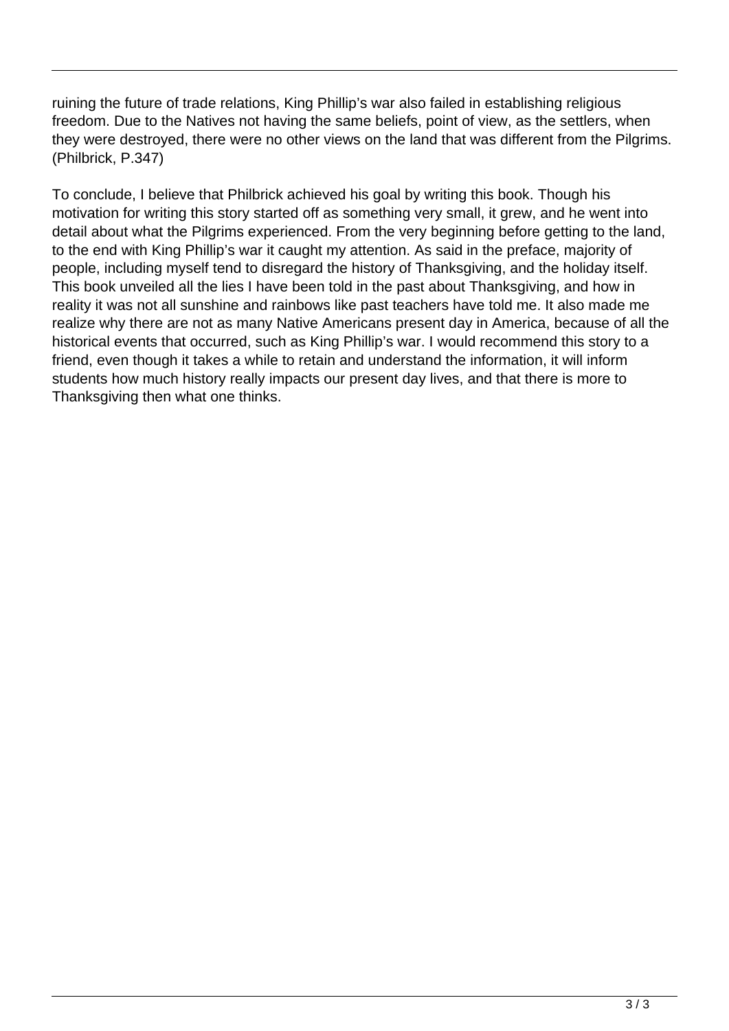ruining the future of trade relations, King Phillip's war also failed in establishing religious freedom. Due to the Natives not having the same beliefs, point of view, as the settlers, when they were destroyed, there were no other views on the land that was different from the Pilgrims. (Philbrick, P.347)

To conclude, I believe that Philbrick achieved his goal by writing this book. Though his motivation for writing this story started off as something very small, it grew, and he went into detail about what the Pilgrims experienced. From the very beginning before getting to the land, to the end with King Phillip's war it caught my attention. As said in the preface, majority of people, including myself tend to disregard the history of Thanksgiving, and the holiday itself. This book unveiled all the lies I have been told in the past about Thanksgiving, and how in reality it was not all sunshine and rainbows like past teachers have told me. It also made me realize why there are not as many Native Americans present day in America, because of all the historical events that occurred, such as King Phillip's war. I would recommend this story to a friend, even though it takes a while to retain and understand the information, it will inform students how much history really impacts our present day lives, and that there is more to Thanksgiving then what one thinks.